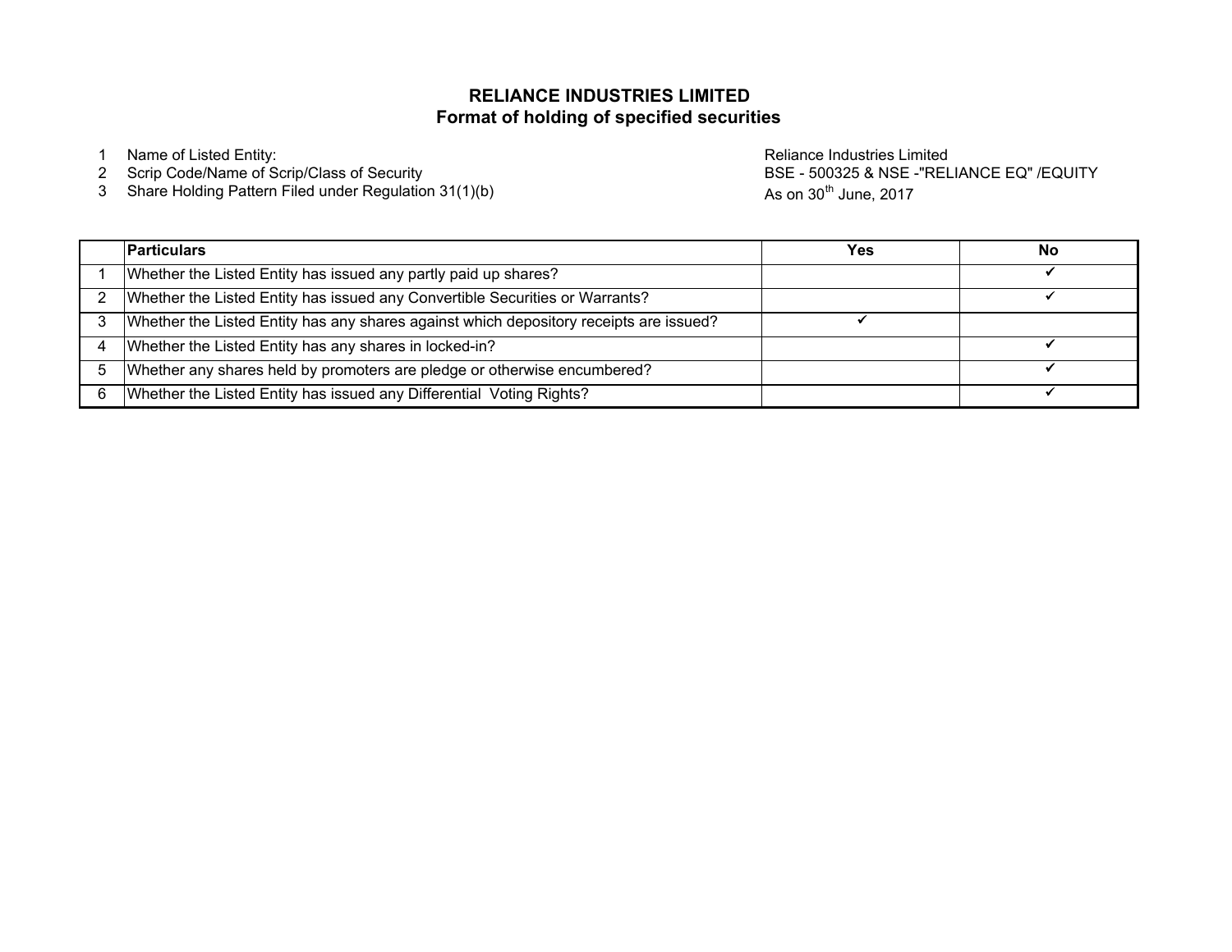# RELIANCE INDUSTRIES LIMITED
## Format of holding of specified securities

1. Name of Listed Entity: Reliance Industries Limited
2. Scrip Code/Name of Scrip/Class of Security: BSE - 500325 & NSE -"RELIANCE EQ" /EQUITY
3. Share Holding Pattern Filed under Regulation 31(1)(b): As on 30th June, 2017

| | Particulars | Yes | No |
|---|---|---|---|
| 1 | Whether the Listed Entity has issued any partly paid up shares? | | ✔ |
| 2 | Whether the Listed Entity has issued any Convertible Securities or Warrants? | | ✔ |
| 3 | Whether the Listed Entity has any shares against which depository receipts are issued? | ✔ | |
| 4 | Whether the Listed Entity has any shares in locked-in? | | ✔ |
| 5 | Whether any shares held by promoters are pledge or otherwise encumbered? | | ✔ |
| 6 | Whether the Listed Entity has issued any Differential Voting Rights? | | ✔ |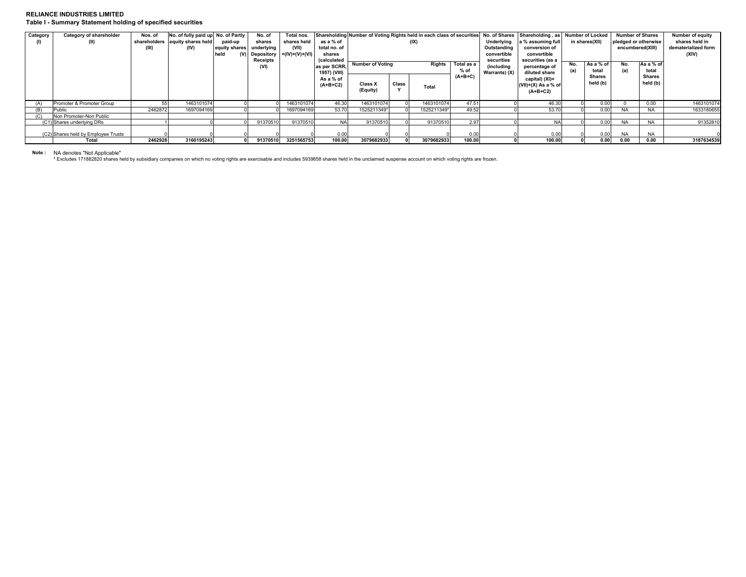**RELIANCE INDUSTRIES LIMITED**

**Table I - Summary Statement holding of specified securities**

| Category (I) | Category of shareholder (II) | Nos. of shareholders (III) | No. of fully paid up equity shares held (IV) | No. of Partly paid-up equity shares held (V) | No. of shares underlying Depository Receipts (VI) | Total nos. shares held (VII) =(IV)+(V)+(VI) | Shareholding as a % of total no. of shares (calculated as per SCRR, 1957) (VIII) As a % of (A+B+C2) | Number of Voting Rights held in each class of securities (IX) | | | | No. of Shares Underlying Outstanding convertible securities (including Warrants) (X) | Shareholding , as a % assuming full conversion of convertible securities (as a percentage of diluted share capital) (XI)= (VII)+(X) As a % of (A+B+C2) | Number of Locked in shares(XII) | | Number of Shares pledged or otherwise encumbered(XIII) | | Number of equity shares held in dematerialized form (XIV) |
|---|---|---|---|---|---|---|---|---|---|---|---|---|---|---|---|---|---|---|
| | | | | | | | | Number of Voting Rights | | | Total as a % of (A+B+C) | | | No. (a) | As a % of total Shares held (b) | No. (a) | As a % of total Shares held (b) | |
| | | | | | | | | Class X (Equity) | Class Y | Total | | | | | | | | |
| (A) | Promoter & Promoter Group | 55 | 1463101074 | 0 | 0 | 1463101074 | 46.30 | 1463101074 | 0 | 1463101074 | 47.51 | 0 | 46.30 | 0 | 0.00 | 0 | 0.00 | 1463101074 |
| (B) | Public | 2462872 | 1697094169 | 0 | 0 | 1697094169 | 53.70 | 1525211349* | 0 | 1525211349* | 49.52 | 0 | 53.70 | 0 | 0.00 | NA | NA | 1633180655 |
| (C) | Non Promoter-Non Public | | | | | | | | | | | | | | | | | |
| (C1) | Shares underlying DRs | 1 | 0 | 0 | 91370510 | 91370510 | NA | 91370510 | 0 | 91370510 | 2.97 | 0 | NA | 0 | 0.00 | NA | NA | 91352810 |
| (C2) | Shares held by Employee Trusts | 0 | 0 | 0 | 0 | 0 | 0.00 | 0 | 0 | 0 | 0.00 | 0 | 0.00 | 0 | 0.00 | NA | NA | 0 |
| | **Total** | **2462928** | **3160195243** | **0** | **91370510** | **3251565753** | **100.00** | **3079682933** | **0** | **3079682933** | **100.00** | **0** | **100.00** | **0** | **0.00** | **0.00** | **0.00** | **3187634539** |

**Note :** NA denotes "Not Applicable"

\* Excludes 171882820 shares held by subsidiary companies on which no voting rights are exercisable and includes 5939858 shares held in the unclaimed suspense account on which voting rights are frozen.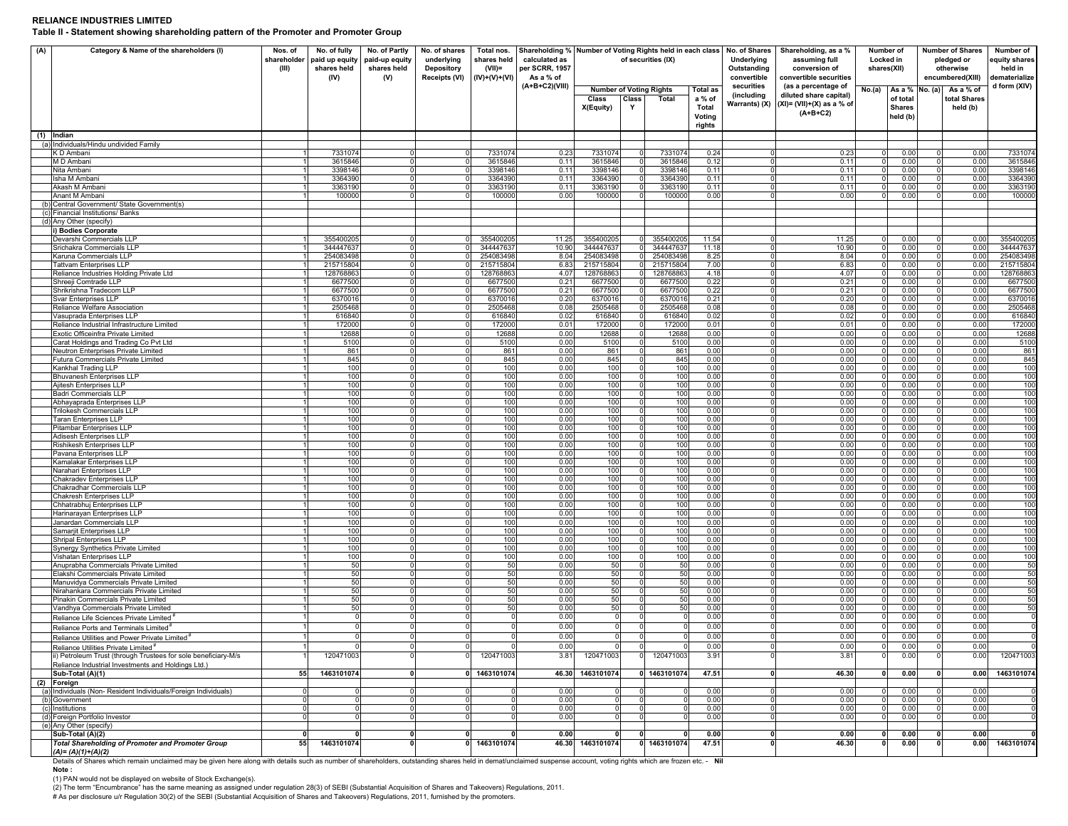**RELIANCE INDUSTRIES LIMITED**

**Table II - Statement showing shareholding pattern of the Promoter and Promoter Group**

| (A) | Category & Name of the shareholders (I) | Nos. of shareholder (III) | No. of fully paid up equity shares held (IV) | No. of Partly paid-up equity shares held (V) | No. of shares underlying Depository Receipts (VI) | Total nos. shares held (VII)= (IV)+(V)+(VI) | Shareholding % calculated as per SCRR, 1957 As a % of (A+B+C2)(VIII) | Number of Voting Rights held in each class of securities (IX) | | | | No. of Shares Underlying Outstanding convertible securities (including Warrants) (X) | Shareholding, as a % assuming full conversion of convertible securities (as a percentage of diluted share capital) (XI)= (VII)+(X) as a % of (A+B+C2) | Number of Locked in shares(XII) | | Number of Shares pledged or otherwise encumbered(XIII) | | Number of equity shares held in dematerialized form (XIV) |
|---|---|---|---|---|---|---|---|---|---|---|---|---|---|---|---|---|---|---|
| | | | | | | | | Number of Voting Rights | | | Total as a % of Total Voting rights | | | No.(a) | As a % of total Shares held (b) | No. (a) | As a % of total Shares held (b) | |
| | | | | | | | | Class X(Equity) | Class Y | Total | | | | | | | | |
| (1) | Indian | | | | | | | | | | | | | | | | | |
| (a) | Individuals/Hindu undivided Family | | | | | | | | | | | | | | | | | |
| | K D Ambani | 1 | 7331074 | 0 | 0 | 7331074 | 0.23 | 7331074 | 0 | 7331074 | 0.24 | 0 | 0.23 | 0 | 0.00 | 0 | 0.00 | 7331074 |
| | M D Ambani | 1 | 3615846 | 0 | 0 | 3615846 | 0.11 | 3615846 | 0 | 3615846 | 0.12 | 0 | 0.11 | 0 | 0.00 | 0 | 0.00 | 3615846 |
| | Nita Ambani | 1 | 3398146 | 0 | 0 | 3398146 | 0.11 | 3398146 | 0 | 3398146 | 0.11 | 0 | 0.11 | 0 | 0.00 | 0 | 0.00 | 3398146 |
| | Isha M Ambani | 1 | 3364390 | 0 | 0 | 3364390 | 0.11 | 3364390 | 0 | 3364390 | 0.11 | 0 | 0.11 | 0 | 0.00 | 0 | 0.00 | 3364390 |
| | Akash M Ambani | 1 | 3363190 | 0 | 0 | 3363190 | 0.11 | 3363190 | 0 | 3363190 | 0.11 | 0 | 0.11 | 0 | 0.00 | 0 | 0.00 | 3363190 |
| | Anant M Ambani | 1 | 100000 | 0 | 0 | 100000 | 0.00 | 100000 | 0 | 100000 | 0.00 | 0 | 0.00 | 0 | 0.00 | 0 | 0.00 | 100000 |
| (b) | Central Government/ State Government(s) | | | | | | | | | | | | | | | | | |
| (c) | Financial Institutions/ Banks | | | | | | | | | | | | | | | | | |
| (d) | Any Other (specify) | | | | | | | | | | | | | | | | | |
| | i) Bodies Corporate | | | | | | | | | | | | | | | | | |
| | Devarshi Commercials LLP | 1 | 355400205 | 0 | 0 | 355400205 | 11.25 | 355400205 | 0 | 355400205 | 11.54 | 0 | 11.25 | 0 | 0.00 | 0 | 0.00 | 355400205 |
| | Srichakra Commercials LLP | 1 | 344447637 | 0 | 0 | 344447637 | 10.90 | 344447637 | 0 | 344447637 | 11.18 | 0 | 10.90 | 0 | 0.00 | 0 | 0.00 | 344447637 |
| | Karuna Commercials LLP | 1 | 254083498 | 0 | 0 | 254083498 | 8.04 | 254083498 | 0 | 254083498 | 8.25 | 0 | 8.04 | 0 | 0.00 | 0 | 0.00 | 254083498 |
| | Tattvam Enterprises LLP | 1 | 215715804 | 0 | 0 | 215715804 | 6.83 | 215715804 | 0 | 215715804 | 7.00 | 0 | 6.83 | 0 | 0.00 | 0 | 0.00 | 215715804 |
| | Reliance Industries Holding Private Ltd | 1 | 128768863 | 0 | 0 | 128768863 | 4.07 | 128768863 | 0 | 128768863 | 4.18 | 0 | 4.07 | 0 | 0.00 | 0 | 0.00 | 128768863 |
| | Shreeji Comtrade LLP | 1 | 6677500 | 0 | 0 | 6677500 | 0.21 | 6677500 | 0 | 6677500 | 0.22 | 0 | 0.21 | 0 | 0.00 | 0 | 0.00 | 6677500 |
| | Shrikrishna Tradecom LLP | 1 | 6677500 | 0 | 0 | 6677500 | 0.21 | 6677500 | 0 | 6677500 | 0.22 | 0 | 0.21 | 0 | 0.00 | 0 | 0.00 | 6677500 |
| | Svar Enterprises LLP | 1 | 6370016 | 0 | 0 | 6370016 | 0.20 | 6370016 | 0 | 6370016 | 0.21 | 0 | 0.20 | 0 | 0.00 | 0 | 0.00 | 6370016 |
| | Reliance Welfare Association | 1 | 2505468 | 0 | 0 | 2505468 | 0.08 | 2505468 | 0 | 2505468 | 0.08 | 0 | 0.08 | 0 | 0.00 | 0 | 0.00 | 2505468 |
| | Vasuprada Enterprises LLP | 1 | 616840 | 0 | 0 | 616840 | 0.02 | 616840 | 0 | 616840 | 0.02 | 0 | 0.02 | 0 | 0.00 | 0 | 0.00 | 616840 |
| | Reliance Industrial Infrastructure Limited | 1 | 172000 | 0 | 0 | 172000 | 0.01 | 172000 | 0 | 172000 | 0.01 | 0 | 0.01 | 0 | 0.00 | 0 | 0.00 | 172000 |
| | Exotic Officeinfra Private Limited | 1 | 12688 | 0 | 0 | 12688 | 0.00 | 12688 | 0 | 12688 | 0.00 | 0 | 0.00 | 0 | 0.00 | 0 | 0.00 | 12688 |
| | Carat Holdings and Trading Co Pvt Ltd | 1 | 5100 | 0 | 0 | 5100 | 0.00 | 5100 | 0 | 5100 | 0.00 | 0 | 0.00 | 0 | 0.00 | 0 | 0.00 | 5100 |
| | Neutron Enterprises Private Limited | 1 | 861 | 0 | 0 | 861 | 0.00 | 861 | 0 | 861 | 0.00 | 0 | 0.00 | 0 | 0.00 | 0 | 0.00 | 861 |
| | Futura Commercials Private Limited | 1 | 845 | 0 | 0 | 845 | 0.00 | 845 | 0 | 845 | 0.00 | 0 | 0.00 | 0 | 0.00 | 0 | 0.00 | 845 |
| | Kankhal Trading LLP | 1 | 100 | 0 | 0 | 100 | 0.00 | 100 | 0 | 100 | 0.00 | 0 | 0.00 | 0 | 0.00 | 0 | 0.00 | 100 |
| | Bhuvanesh Enterprises LLP | 1 | 100 | 0 | 0 | 100 | 0.00 | 100 | 0 | 100 | 0.00 | 0 | 0.00 | 0 | 0.00 | 0 | 0.00 | 100 |
| | Ajitesh Enterprises LLP | 1 | 100 | 0 | 0 | 100 | 0.00 | 100 | 0 | 100 | 0.00 | 0 | 0.00 | 0 | 0.00 | 0 | 0.00 | 100 |
| | Badri Commercials LLP | 1 | 100 | 0 | 0 | 100 | 0.00 | 100 | 0 | 100 | 0.00 | 0 | 0.00 | 0 | 0.00 | 0 | 0.00 | 100 |
| | Abhayaprada Enterprises LLP | 1 | 100 | 0 | 0 | 100 | 0.00 | 100 | 0 | 100 | 0.00 | 0 | 0.00 | 0 | 0.00 | 0 | 0.00 | 100 |
| | Trilokesh Commercials LLP | 1 | 100 | 0 | 0 | 100 | 0.00 | 100 | 0 | 100 | 0.00 | 0 | 0.00 | 0 | 0.00 | 0 | 0.00 | 100 |
| | Taran Enterprises LLP | 1 | 100 | 0 | 0 | 100 | 0.00 | 100 | 0 | 100 | 0.00 | 0 | 0.00 | 0 | 0.00 | 0 | 0.00 | 100 |
| | Pitambar Enterprises LLP | 1 | 100 | 0 | 0 | 100 | 0.00 | 100 | 0 | 100 | 0.00 | 0 | 0.00 | 0 | 0.00 | 0 | 0.00 | 100 |
| | Adisesh Enterprises LLP | 1 | 100 | 0 | 0 | 100 | 0.00 | 100 | 0 | 100 | 0.00 | 0 | 0.00 | 0 | 0.00 | 0 | 0.00 | 100 |
| | Rishikesh Enterprises LLP | 1 | 100 | 0 | 0 | 100 | 0.00 | 100 | 0 | 100 | 0.00 | 0 | 0.00 | 0 | 0.00 | 0 | 0.00 | 100 |
| | Pavana Enterprises LLP | 1 | 100 | 0 | 0 | 100 | 0.00 | 100 | 0 | 100 | 0.00 | 0 | 0.00 | 0 | 0.00 | 0 | 0.00 | 100 |
| | Kamalakar Enterprises LLP | 1 | 100 | 0 | 0 | 100 | 0.00 | 100 | 0 | 100 | 0.00 | 0 | 0.00 | 0 | 0.00 | 0 | 0.00 | 100 |
| | Narahari Enterprises LLP | 1 | 100 | 0 | 0 | 100 | 0.00 | 100 | 0 | 100 | 0.00 | 0 | 0.00 | 0 | 0.00 | 0 | 0.00 | 100 |
| | Chakradev Enterprises LLP | 1 | 100 | 0 | 0 | 100 | 0.00 | 100 | 0 | 100 | 0.00 | 0 | 0.00 | 0 | 0.00 | 0 | 0.00 | 100 |
| | Chakradhar Commercials LLP | 1 | 100 | 0 | 0 | 100 | 0.00 | 100 | 0 | 100 | 0.00 | 0 | 0.00 | 0 | 0.00 | 0 | 0.00 | 100 |
| | Chakresh Enterprises LLP | 1 | 100 | 0 | 0 | 100 | 0.00 | 100 | 0 | 100 | 0.00 | 0 | 0.00 | 0 | 0.00 | 0 | 0.00 | 100 |
| | Chhatrabhuj Enterprises LLP | 1 | 100 | 0 | 0 | 100 | 0.00 | 100 | 0 | 100 | 0.00 | 0 | 0.00 | 0 | 0.00 | 0 | 0.00 | 100 |
| | Harinarayan Enterprises LLP | 1 | 100 | 0 | 0 | 100 | 0.00 | 100 | 0 | 100 | 0.00 | 0 | 0.00 | 0 | 0.00 | 0 | 0.00 | 100 |
| | Janardan Commercials LLP | 1 | 100 | 0 | 0 | 100 | 0.00 | 100 | 0 | 100 | 0.00 | 0 | 0.00 | 0 | 0.00 | 0 | 0.00 | 100 |
| | Samarjit Enterprises LLP | 1 | 100 | 0 | 0 | 100 | 0.00 | 100 | 0 | 100 | 0.00 | 0 | 0.00 | 0 | 0.00 | 0 | 0.00 | 100 |
| | Shripal Enterprises LLP | 1 | 100 | 0 | 0 | 100 | 0.00 | 100 | 0 | 100 | 0.00 | 0 | 0.00 | 0 | 0.00 | 0 | 0.00 | 100 |
| | Synergy Synthetics Private Limited | 1 | 100 | 0 | 0 | 100 | 0.00 | 100 | 0 | 100 | 0.00 | 0 | 0.00 | 0 | 0.00 | 0 | 0.00 | 100 |
| | Vishatan Enterprises LLP | 1 | 100 | 0 | 0 | 100 | 0.00 | 100 | 0 | 100 | 0.00 | 0 | 0.00 | 0 | 0.00 | 0 | 0.00 | 100 |
| | Anuprabha Commercials Private Limited | 1 | 50 | 0 | 0 | 50 | 0.00 | 50 | 0 | 50 | 0.00 | 0 | 0.00 | 0 | 0.00 | 0 | 0.00 | 50 |
| | Elakshi Commercials Private Limited | 1 | 50 | 0 | 0 | 50 | 0.00 | 50 | 0 | 50 | 0.00 | 0 | 0.00 | 0 | 0.00 | 0 | 0.00 | 50 |
| | Manuvidya Commercials Private Limited | 1 | 50 | 0 | 0 | 50 | 0.00 | 50 | 0 | 50 | 0.00 | 0 | 0.00 | 0 | 0.00 | 0 | 0.00 | 50 |
| | Nirahankara Commercials Private Limited | 1 | 50 | 0 | 0 | 50 | 0.00 | 50 | 0 | 50 | 0.00 | 0 | 0.00 | 0 | 0.00 | 0 | 0.00 | 50 |
| | Pinakin Commercials Private Limited | 1 | 50 | 0 | 0 | 50 | 0.00 | 50 | 0 | 50 | 0.00 | 0 | 0.00 | 0 | 0.00 | 0 | 0.00 | 50 |
| | Vandhya Commercials Private Limited | 1 | 50 | 0 | 0 | 50 | 0.00 | 50 | 0 | 50 | 0.00 | 0 | 0.00 | 0 | 0.00 | 0 | 0.00 | 50 |
| | Reliance Life Sciences Private Limited # | 1 | 0 | 0 | 0 | 0 | 0.00 | 0 | 0 | 0 | 0.00 | 0 | 0.00 | 0 | 0.00 | 0 | 0.00 | 0 |
| | Reliance Ports and Terminals Limited # | 1 | 0 | 0 | 0 | 0 | 0.00 | 0 | 0 | 0 | 0.00 | 0 | 0.00 | 0 | 0.00 | 0 | 0.00 | 0 |
| | Reliance Utilities and Power Private Limited # | 1 | 0 | 0 | 0 | 0 | 0.00 | 0 | 0 | 0 | 0.00 | 0 | 0.00 | 0 | 0.00 | 0 | 0.00 | 0 |
| | Reliance Utilities Private Limited # | 1 | 0 | 0 | 0 | 0 | 0.00 | 0 | 0 | 0 | 0.00 | 0 | 0.00 | 0 | 0.00 | 0 | 0.00 | 0 |
| | ii) Petroleum Trust (through Trustees for sole beneficiary-M/s Reliance Industrial Investments and Holdings Ltd.) | 1 | 120471003 | 0 | 0 | 120471003 | 3.81 | 120471003 | 0 | 120471003 | 3.91 | 0 | 3.81 | 0 | 0.00 | 0 | 0.00 | 120471003 |
| | **Sub-Total (A)(1)** | **55** | **1463101074** | **0** | **0** | **1463101074** | **46.30** | **1463101074** | **0** | **1463101074** | **47.51** | **0** | **46.30** | **0** | **0.00** | **0** | **0.00** | **1463101074** |
| (2) | **Foreign** | | | | | | | | | | | | | | | | | |
| (a) | Individuals (Non- Resident Individuals/Foreign Individuals) | 0 | 0 | 0 | 0 | 0 | 0.00 | 0 | 0 | 0 | 0.00 | 0 | 0.00 | 0 | 0.00 | 0 | 0.00 | 0 |
| (b) | Government | 0 | 0 | 0 | 0 | 0 | 0.00 | 0 | 0 | 0 | 0.00 | 0 | 0.00 | 0 | 0.00 | 0 | 0.00 | 0 |
| (c) | Institutions | 0 | 0 | 0 | 0 | 0 | 0.00 | 0 | 0 | 0 | 0.00 | 0 | 0.00 | 0 | 0.00 | 0 | 0.00 | 0 |
| (d) | Foreign Portfolio Investor | 0 | 0 | 0 | 0 | 0 | 0.00 | 0 | 0 | 0 | 0.00 | 0 | 0.00 | 0 | 0.00 | 0 | 0.00 | 0 |
| (e) | Any Other (specify) | | | | | | | | | | | | | | | | | |
| | **Sub-Total (A)(2)** | **0** | **0** | **0** | **0** | **0** | **0.00** | **0** | **0** | **0** | **0.00** | **0** | **0.00** | **0** | **0.00** | **0** | **0.00** | **0** |
| | ***Total Shareholding of Promoter and Promoter Group (A)= (A)(1)+(A)(2)*** | **55** | **1463101074** | **0** | **0** | **1463101074** | **46.30** | **1463101074** | **0** | **1463101074** | **47.51** | **0** | **46.30** | **0** | **0.00** | **0** | **0.00** | **1463101074** |

Details of Shares which remain unclaimed may be given here along with details such as number of shareholders, outstanding shares held in demat/unclaimed suspense account, voting rights which are frozen etc. - **Nil**

**Note :**

(1) PAN would not be displayed on website of Stock Exchange(s).

(2) The term "Encumbrance" has the same meaning as assigned under regulation 28(3) of SEBI (Substantial Acquisition of Shares and Takeovers) Regulations, 2011.

# As per disclosure u/r Regulation 30(2) of the SEBI (Substantial Acquisition of Shares and Takeovers) Regulations, 2011, furnished by the promoters.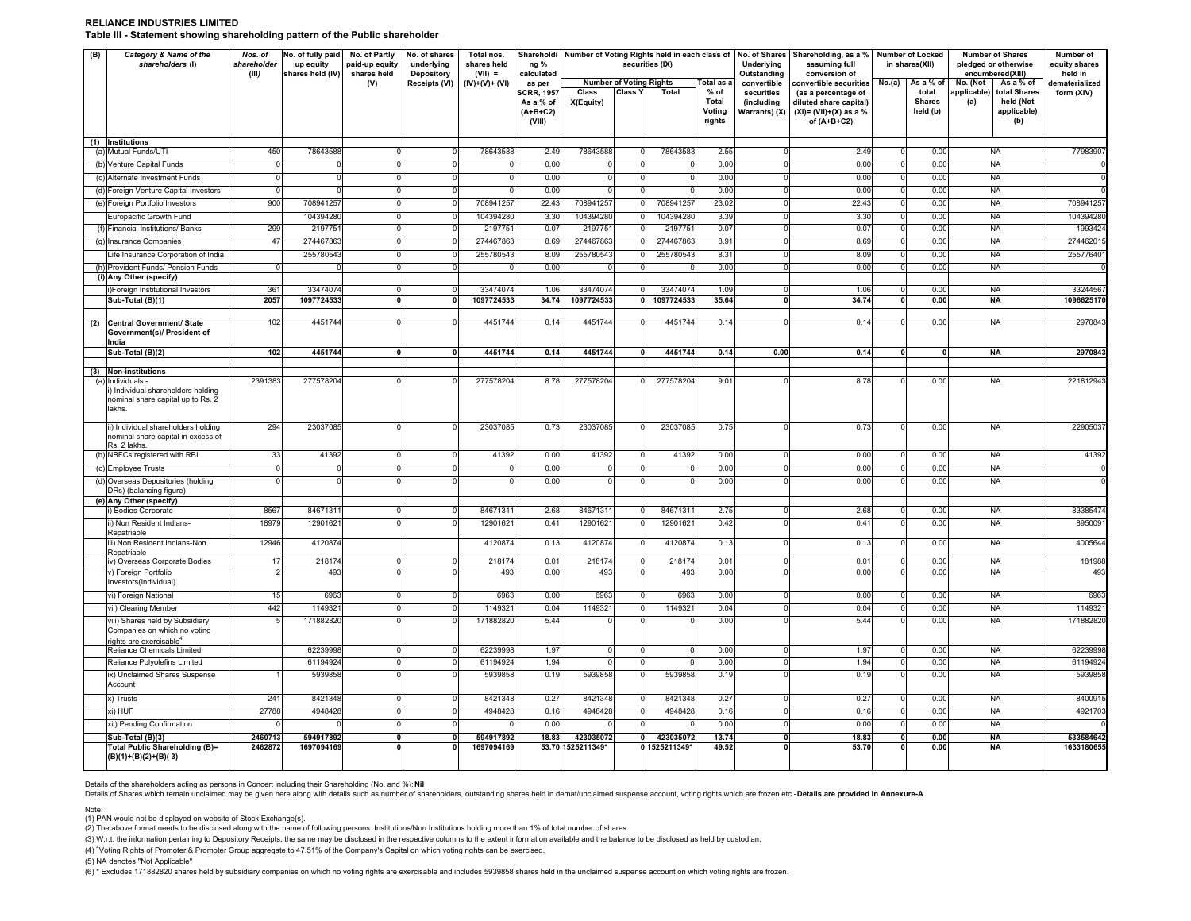**RELIANCE INDUSTRIES LIMITED**

**Table III - Statement showing shareholding pattern of the Public shareholder**

| (B) | Category & Name of the shareholders (I) | Nos. of shareholder (III) | No. of fully paid up equity shares held (IV) | No. of Partly paid-up equity shares held (V) | No. of shares underlying Depository Receipts (VI) | Total nos. shares held (VII) = (IV)+(V)+ (VI) | Shareholding % calculated as per SCRR, 1957 As a % of (A+B+C2) (VIII) | Number of Voting Rights held in each class of securities (IX) | | | | No. of Shares Underlying Outstanding convertible securities (including Warrants) (X) | Shareholding, as a % assuming full conversion of convertible securities (as a percentage of diluted share capital) (XI)= (VII)+(X) as a % of (A+B+C2) | Number of Locked in shares(XII) | | Number of Shares pledged or otherwise encumbered(XIII) | | Number of equity shares held in dematerialized form (XIV) |
|---|---|---|---|---|---|---|---|---|---|---|---|---|---|---|---|---|---|---|
| | | | | | | | | Number of Voting Rights | | | Total as a % of Total Voting rights | | | No.(a) | As a % of total Shares held (b) | No. (Not applicable) (a) | As a % of total Shares held (Not applicable) (b) | |
| | | | | | | | | Class X(Equity) | Class Y | Total | | | | | | | | |
| (1) | **Institutions** | | | | | | | | | | | | | | | | | |
| (a) | Mutual Funds/UTI | 450 | 78643588 | 0 | 0 | 78643588 | 2.49 | 78643588 | 0 | 78643588 | 2.55 | 0 | 2.49 | 0 | 0.00 | | NA | 77983907 |
| (b) | Venture Capital Funds | 0 | 0 | 0 | 0 | 0 | 0.00 | 0 | 0 | 0 | 0.00 | 0 | 0.00 | 0 | 0.00 | | NA | 0 |
| (c) | Alternate Investment Funds | 0 | 0 | 0 | 0 | 0 | 0.00 | 0 | 0 | 0 | 0.00 | 0 | 0.00 | 0 | 0.00 | | NA | 0 |
| (d) | Foreign Venture Capital Investors | 0 | 0 | 0 | 0 | 0 | 0.00 | 0 | 0 | 0 | 0.00 | 0 | 0.00 | 0 | 0.00 | | NA | 0 |
| (e) | Foreign Portfolio Investors | 900 | 708941257 | 0 | 0 | 708941257 | 22.43 | 708941257 | 0 | 708941257 | 23.02 | 0 | 22.43 | 0 | 0.00 | | NA | 708941257 |
| | Europacific Growth Fund | | 104394280 | 0 | 0 | 104394280 | 3.30 | 104394280 | 0 | 104394280 | 3.39 | 0 | 3.30 | 0 | 0.00 | | NA | 104394280 |
| (f) | Financial Institutions/ Banks | 299 | 2197751 | 0 | 0 | 2197751 | 0.07 | 2197751 | 0 | 2197751 | 0.07 | 0 | 0.07 | 0 | 0.00 | | NA | 1993424 |
| (g) | Insurance Companies | 47 | 274467863 | 0 | 0 | 274467863 | 8.69 | 274467863 | 0 | 274467863 | 8.91 | 0 | 8.69 | 0 | 0.00 | | NA | 274462015 |
| | Life Insurance Corporation of India | | 255780543 | 0 | 0 | 255780543 | 8.09 | 255780543 | 0 | 255780543 | 8.31 | 0 | 8.09 | 0 | 0.00 | | NA | 255776401 |
| (h) | Provident Funds/ Pension Funds | 0 | 0 | 0 | 0 | 0 | 0.00 | 0 | 0 | 0 | 0.00 | 0 | 0.00 | 0 | 0.00 | | NA | 0 |
| (i) | **Any Other (specify)** | | | | | | | | | | | | | | | | | |
| | i)Foreign Institutional Investors | 361 | 33474074 | 0 | 0 | 33474074 | 1.06 | 33474074 | 0 | 33474074 | 1.09 | 0 | 1.06 | 0 | 0.00 | | NA | 33244567 |
| | **Sub-Total (B)(1)** | **2057** | **1097724533** | **0** | **0** | **1097724533** | **34.74** | **1097724533** | **0** | **1097724533** | **35.64** | **0** | **34.74** | **0** | **0.00** | | **NA** | **1096625170** |
| (2) | **Central Government/ State Government(s)/ President of India** | 102 | 4451744 | 0 | 0 | 4451744 | 0.14 | 4451744 | 0 | 4451744 | 0.14 | 0 | 0.14 | 0 | 0.00 | | NA | 2970843 |
| | **Sub-Total (B)(2)** | **102** | **4451744** | **0** | **0** | **4451744** | **0.14** | **4451744** | **0** | **4451744** | **0.14** | **0.00** | **0.14** | **0** | **0** | | **NA** | **2970843** |
| (3) | **Non-institutions** | | | | | | | | | | | | | | | | | |
| (a) | Individuals - i) Individual shareholders holding nominal share capital up to Rs. 2 lakhs. | 2391383 | 277578204 | 0 | 0 | 277578204 | 8.78 | 277578204 | 0 | 277578204 | 9.01 | 0 | 8.78 | 0 | 0.00 | | NA | 221812943 |
| | ii) Individual shareholders holding nominal share capital in excess of Rs. 2 lakhs. | 294 | 23037085 | 0 | 0 | 23037085 | 0.73 | 23037085 | 0 | 23037085 | 0.75 | 0 | 0.73 | 0 | 0.00 | | NA | 22905037 |
| (b) | NBFCs registered with RBI | 33 | 41392 | 0 | 0 | 41392 | 0.00 | 41392 | 0 | 41392 | 0.00 | 0 | 0.00 | 0 | 0.00 | | NA | 41392 |
| (c) | Employee Trusts | 0 | 0 | 0 | 0 | 0 | 0.00 | 0 | 0 | 0 | 0.00 | 0 | 0.00 | 0 | 0.00 | | NA | 0 |
| (d) | Overseas Depositories (holding DRs) (balancing figure) | 0 | 0 | 0 | 0 | 0 | 0.00 | 0 | 0 | 0 | 0.00 | 0 | 0.00 | 0 | 0.00 | | NA | 0 |
| (e) | **Any Other (specify)** | | | | | | | | | | | | | | | | | |
| | i) Bodies Corporate | 8567 | 84671311 | 0 | 0 | 84671311 | 2.68 | 84671311 | 0 | 84671311 | 2.75 | 0 | 2.68 | 0 | 0.00 | | NA | 83385474 |
| | ii) Non Resident Indians-Repatriable | 18979 | 12901621 | 0 | 0 | 12901621 | 0.41 | 12901621 | 0 | 12901621 | 0.42 | 0 | 0.41 | 0 | 0.00 | | NA | 8950091 |
| | iii) Non Resident Indians-Non Repatriable | 12946 | 4120874 | | | 4120874 | 0.13 | 4120874 | 0 | 4120874 | 0.13 | 0 | 0.13 | 0 | 0.00 | | NA | 4005644 |
| | iv) Overseas Corporate Bodies | 17 | 218174 | 0 | 0 | 218174 | 0.01 | 218174 | 0 | 218174 | 0.01 | 0 | 0.01 | 0 | 0.00 | | NA | 181988 |
| | v) Foreign Portfolio Investors(Individual) | 2 | 493 | 0 | 0 | 493 | 0.00 | 493 | 0 | 493 | 0.00 | 0 | 0.00 | 0 | 0.00 | | NA | 493 |
| | vi) Foreign National | 15 | 6963 | 0 | 0 | 6963 | 0.00 | 6963 | 0 | 6963 | 0.00 | 0 | 0.00 | 0 | 0.00 | | NA | 6963 |
| | vii) Clearing Member | 442 | 1149321 | 0 | 0 | 1149321 | 0.04 | 1149321 | 0 | 1149321 | 0.04 | 0 | 0.04 | 0 | 0.00 | | NA | 1149321 |
| | viii) Shares held by Subsidiary Companies on which no voting rights are exercisable[4] | 5 | 171882820 | 0 | 0 | 171882820 | 5.44 | 0 | 0 | 0 | 0.00 | 0 | 5.44 | 0 | 0.00 | | NA | 171882820 |
| | Reliance Chemicals Limited | | 62239998 | 0 | 0 | 62239998 | 1.97 | 0 | 0 | 0 | 0.00 | 0 | 1.97 | 0 | 0.00 | | NA | 62239998 |
| | Reliance Polyolefins Limited | | 61194924 | 0 | 0 | 61194924 | 1.94 | 0 | 0 | 0 | 0.00 | 0 | 1.94 | 0 | 0.00 | | NA | 61194924 |
| | ix) Unclaimed Shares Suspense Account | 1 | 5939858 | 0 | 0 | 5939858 | 0.19 | 5939858 | 0 | 5939858 | 0.19 | 0 | 0.19 | 0 | 0.00 | | NA | 5939858 |
| | x) Trusts | 241 | 8421348 | 0 | 0 | 8421348 | 0.27 | 8421348 | 0 | 8421348 | 0.27 | 0 | 0.27 | 0 | 0.00 | | NA | 8400915 |
| | xi) HUF | 27788 | 4948428 | 0 | 0 | 4948428 | 0.16 | 4948428 | 0 | 4948428 | 0.16 | 0 | 0.16 | 0 | 0.00 | | NA | 4921703 |
| | xii) Pending Confirmation | 0 | 0 | 0 | 0 | 0 | 0.00 | 0 | 0 | 0 | 0.00 | 0 | 0.00 | 0 | 0.00 | | NA | 0 |
| | **Sub-Total (B)(3)** | **2460713** | **594917892** | **0** | **0** | **594917892** | **18.83** | **423035072** | **0** | **423035072** | **13.74** | **0** | **18.83** | **0** | **0.00** | | **NA** | **533584642** |
| | **Total Public Shareholding (B)= (B)(1)+(B)(2)+(B)( 3)** | **2462872** | **1697094169** | **0** | **0** | **1697094169** | **53.70** | **1525211349*** | **0** | **1525211349*** | **49.52** | **0** | **53.70** | **0** | **0.00** | | **NA** | **1633180655** |

Details of the shareholders acting as persons in Concert including their Shareholding (No. and %): **Nil**

Details of Shares which remain unclaimed may be given here along with details such as number of shareholders, outstanding shares held in demat/unclaimed suspense account, voting rights which are frozen etc.-**Details are provided in Annexure-A**

Note:

(1) PAN would not be displayed on website of Stock Exchange(s).

(2) The above format needs to be disclosed along with the name of following persons: Institutions/Non Institutions holding more than 1% of total number of shares.

(3) W.r.t. the information pertaining to Depository Receipts, the same may be disclosed in the respective columns to the extent information available and the balance to be disclosed as held by custodian,

(4) [4]Voting Rights of Promoter & Promoter Group aggregate to 47.51% of the Company's Capital on which voting rights can be exercised.

(5) NA denotes "Not Applicable"

(6) * Excludes 171882820 shares held by subsidiary companies on which no voting rights are exercisable and includes 5939858 shares held in the unclaimed suspense account on which voting rights are frozen.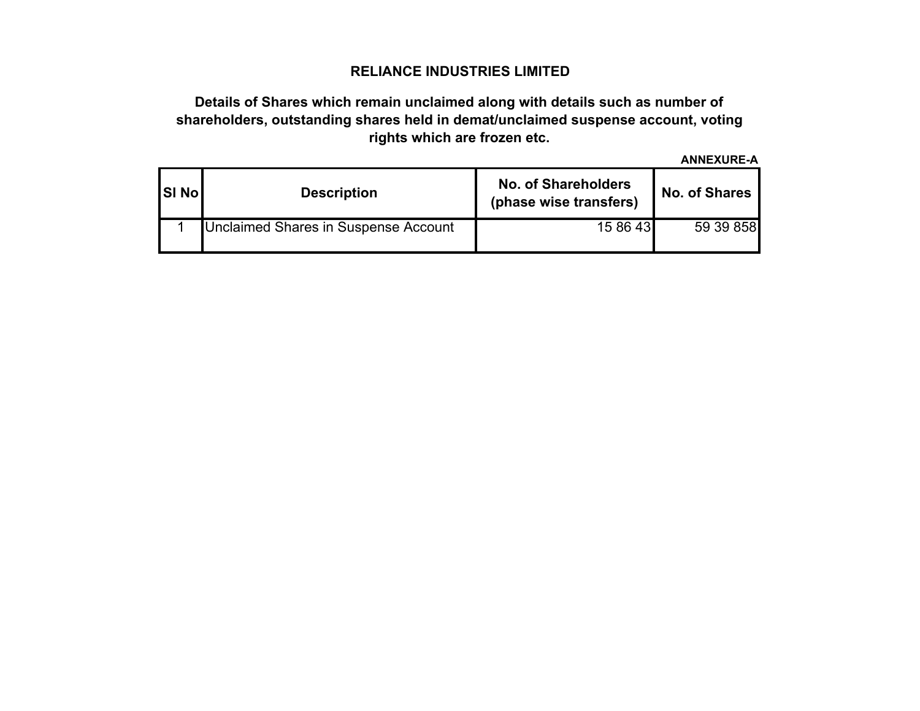**RELIANCE INDUSTRIES LIMITED**

**Details of Shares which remain unclaimed along with details such as number of shareholders, outstanding shares held in demat/unclaimed suspense account, voting rights which are frozen etc.**

**ANNEXURE-A**

| Sl No | Description | No. of Shareholders (phase wise transfers) | No. of Shares |
|---|---|---|---|
| 1 | Unclaimed Shares in Suspense Account | 15 86 43 | 59 39 858 |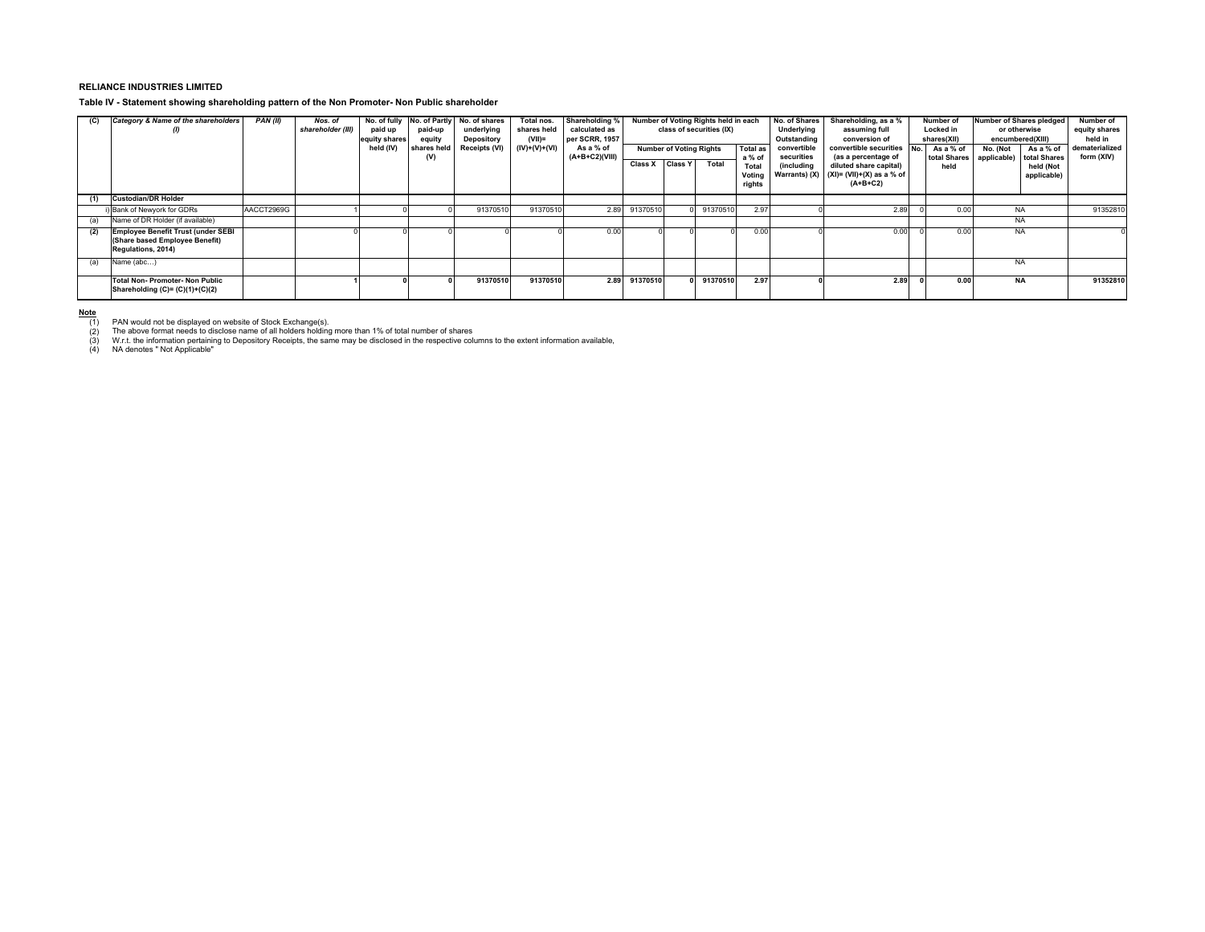**RELIANCE INDUSTRIES LIMITED**

**Table IV - Statement showing shareholding pattern of the Non Promoter- Non Public shareholder**

| (C) | Category & Name of the shareholders (I) | PAN (II) | Nos. of shareholder (III) | No. of fully paid up equity shares held (IV) | No. of Partly paid-up equity shares held (V) | No. of shares underlying Depository Receipts (VI) | Total nos. shares held (VII)= (IV)+(V)+(VI) | Shareholding % calculated as per SCRR, 1957 As a % of (A+B+C2)(VIII) | Number of Voting Rights held in each class of securities (IX) | | | | No. of Shares Underlying Outstanding convertible securities (including Warrants) (X) | Shareholding, as a % assuming full conversion of convertible securities (as a percentage of diluted share capital) (XI)= (VII)+(X) as a % of (A+B+C2) | Number of Locked in shares(XII) | | Number of Shares pledged or otherwise encumbered(XIII) | | Number of equity shares held in dematerialized form (XIV) |
|---|---|---|---|---|---|---|---|---|---|---|---|---|---|---|---|---|---|---|---|
| | | | | | | | | | Number of Voting Rights | | | Total as a % of Total Voting rights | | | No. | As a % of total Shares held | No. (Not applicable) | As a % of total Shares held (Not applicable) | |
| | | | | | | | | | Class X | Class Y | Total | | | | | | | | |
| **(1)** | **Custodian/DR Holder** | | | | | | | | | | | | | | | | | | |
| | i) Bank of Newyork for GDRs | AACCT2969G | 1 | 0 | 0 | 91370510 | 91370510 | 2.89 | 91370510 | 0 | 91370510 | 2.97 | 0 | 2.89 | 0 | 0.00 | NA | | 91352810 |
| (a) | Name of DR Holder (if available) | | | | | | | | | | | | | | | | NA | | |
| **(2)** | **Employee Benefit Trust (under SEBI (Share based Employee Benefit) Regulations, 2014)** | | 0 | 0 | 0 | 0 | 0 | 0.00 | 0 | 0 | 0 | 0.00 | 0 | 0.00 | 0 | 0.00 | NA | | 0 |
| (a) | Name (abc…) | | | | | | | | | | | | | | | | NA | | |
| | **Total Non- Promoter- Non Public Shareholding (C)= (C)(1)+(C)(2)** | | **1** | **0** | **0** | **91370510** | **91370510** | **2.89** | **91370510** | **0** | **91370510** | **2.97** | **0** | **2.89** | **0** | **0.00** | **NA** | | **91352810** |

**Note**

(1) PAN would not be displayed on website of Stock Exchange(s).
(2) The above format needs to disclose name of all holders holding more than 1% of total number of shares
(3) W.r.t. the information pertaining to Depository Receipts, the same may be disclosed in the respective columns to the extent information available,
(4) NA denotes " Not Applicable"